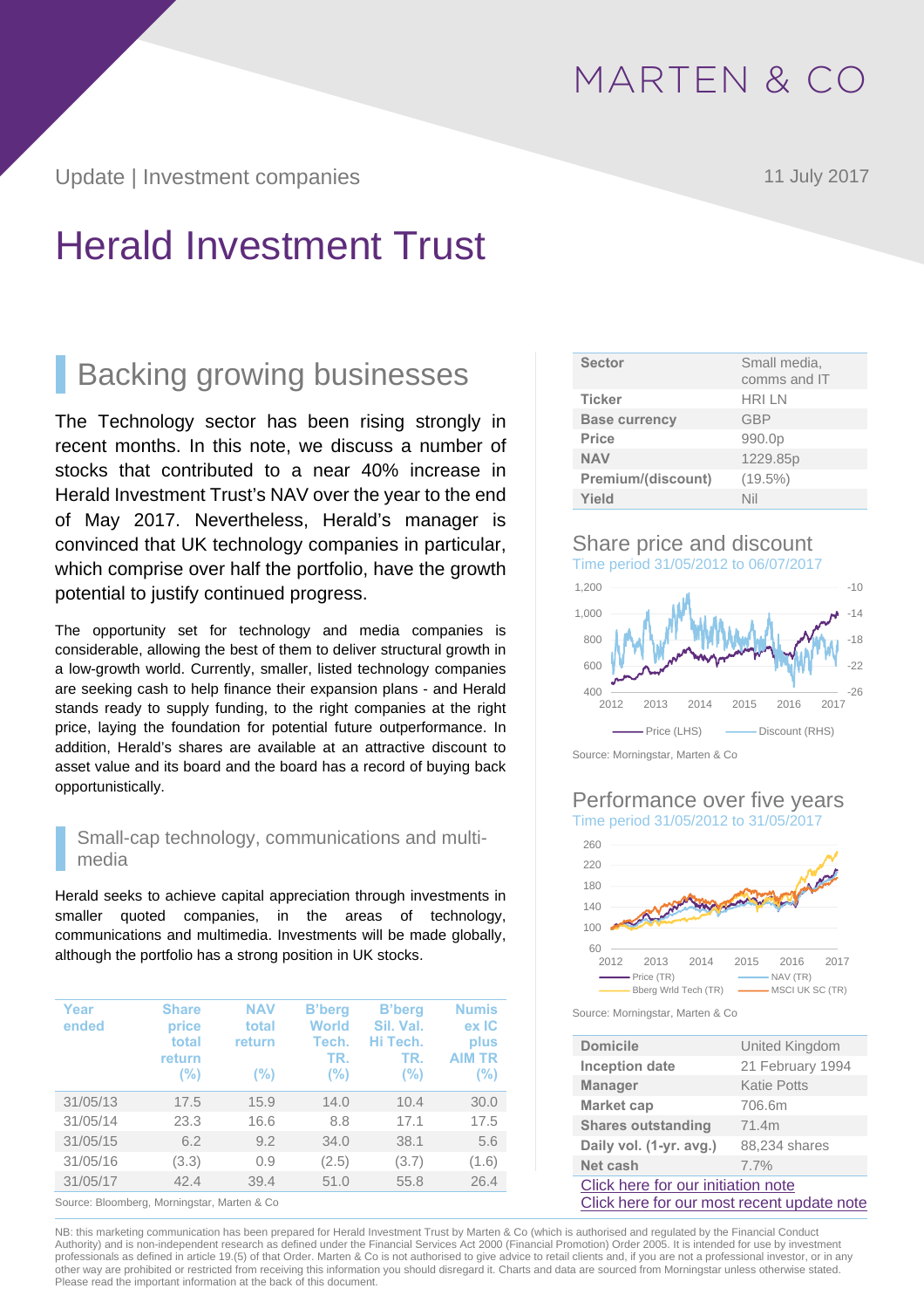MARTEN & CO

Update | Investment companies

11 July 2017

# Herald Investment Trust

## Backing growing businesses

The Technology sector has been rising strongly in recent months. In this note, we discuss a number of stocks that contributed to a near 40% increase in Herald Investment Trust's NAV over the year to the end of May 2017. Nevertheless, Herald's manager is convinced that UK technology companies in particular, which comprise over half the portfolio, have the growth potential to justify continued progress.

The opportunity set for technology and media companies is considerable, allowing the best of them to deliver structural growth in a low-growth world. Currently, smaller, listed technology companies are seeking cash to help finance their expansion plans - and Herald stands ready to supply funding, to the right companies at the right price, laying the foundation for potential future outperformance. In addition, Herald's shares are available at an attractive discount to asset value and its board and the board has a record of buying back opportunistically.

### Small-cap technology, communications and multi-media

Herald seeks to achieve capital appreciation through investments in smaller quoted companies, in the areas of technology, communications and multimedia. Investments will be made globally, although the portfolio has a strong position in UK stocks.

| Year ended | Share price total return (%) | NAV total return (%) | B'berg World Tech. TR. (%) | B'berg Sil. Val. Hi Tech. TR. (%) | Numis ex IC plus AIM TR (%) |
|---|---|---|---|---|---|
| 31/05/13 | 17.5 | 15.9 | 14.0 | 10.4 | 30.0 |
| 31/05/14 | 23.3 | 16.6 | 8.8 | 17.1 | 17.5 |
| 31/05/15 | 6.2 | 9.2 | 34.0 | 38.1 | 5.6 |
| 31/05/16 | (3.3) | 0.9 | (2.5) | (3.7) | (1.6) |
| 31/05/17 | 42.4 | 39.4 | 51.0 | 55.8 | 26.4 |

Source: Bloomberg, Morningstar, Marten & Co

| | |
|---|---|
| Sector | Small media, comms and IT |
| Ticker | HRI LN |
| Base currency | GBP |
| Price | 990.0p |
| NAV | 1229.85p |
| Premium/(discount) | (19.5%) |
| Yield | Nil |

### Share price and discount

Time period 31/05/2012 to 06/07/2017

1,200
1,000
800
600
400
-10
-14
-18
-22
-26
2012 2013 2014 2015 2016 2017
Price (LHS) Discount (RHS)

Source: Morningstar, Marten & Co

### Performance over five years

Time period 31/05/2012 to 31/05/2017

260
220
180
140
100
60
2012 2013 2014 2015 2016 2017
Price (TR) NAV (TR) Bberg Wrld Tech (TR) MSCI UK SC (TR)

Source: Morningstar, Marten & Co

| | |
|---|---|
| Domicile | United Kingdom |
| Inception date | 21 February 1994 |
| Manager | Katie Potts |
| Market cap | 706.6m |
| Shares outstanding | 71.4m |
| Daily vol. (1-yr. avg.) | 88,234 shares |
| Net cash | 7.7% |

Click here for our initiation note
Click here for our most recent update note

NB: this marketing communication has been prepared for Herald Investment Trust by Marten & Co (which is authorised and regulated by the Financial Conduct Authority) and is non-independent research as defined under the Financial Services Act 2000 (Financial Promotion) Order 2005. It is intended for use by investment professionals as defined in article 19.(5) of that Order. Marten & Co is not authorised to give advice to retail clients and, if you are not a professional investor, or in any other way are prohibited or restricted from receiving this information you should disregard it. Charts and data are sourced from Morningstar unless otherwise stated. Please read the important information at the back of this document.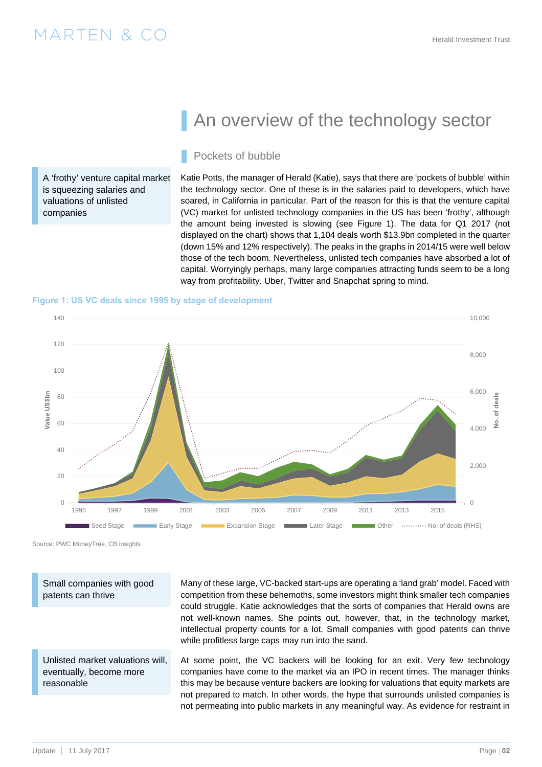# An overview of the technology sector

## Pockets of bubble

A 'frothy' venture capital market is squeezing salaries and valuations of unlisted companies

Katie Potts, the manager of Herald (Katie), says that there are 'pockets of bubble' within the technology sector. One of these is in the salaries paid to developers, which have soared, in California in particular. Part of the reason for this is that the venture capital (VC) market for unlisted technology companies in the US has been 'frothy', although the amount being invested is slowing (see Figure 1). The data for Q1 2017 (not displayed on the chart) shows that 1,104 deals worth $13.9bn completed in the quarter (down 15% and 12% respectively). The peaks in the graphs in 2014/15 were well below those of the tech boom. Nevertheless, unlisted tech companies have absorbed a lot of capital. Worryingly perhaps, many large companies attracting funds seem to be a long way from profitability. Uber, Twitter and Snapchat spring to mind.

**Figure 1: US VC deals since 1995 by stage of development**

Value US$bn: 0, 20, 40, 60, 80, 100, 120, 140

No. of deals: 0, 2,000, 4,000, 6,000, 8,000, 10,000

1995, 1997, 1999, 2001, 2003, 2005, 2007, 2009, 2011, 2013, 2015

Seed Stage, Early Stage, Expansion Stage, Later Stage, Other, No. of deals (RHS)

Source: PWC MoneyTree, CB insights

Small companies with good patents can thrive

Many of these large, VC-backed start-ups are operating a 'land grab' model. Faced with competition from these behemoths, some investors might think smaller tech companies could struggle. Katie acknowledges that the sorts of companies that Herald owns are not well-known names. She points out, however, that, in the technology market, intellectual property counts for a lot. Small companies with good patents can thrive while profitless large caps may run into the sand.

Unlisted market valuations will, eventually, become more reasonable

At some point, the VC backers will be looking for an exit. Very few technology companies have come to the market via an IPO in recent times. The manager thinks this may be because venture backers are looking for valuations that equity markets are not prepared to match. In other words, the hype that surrounds unlisted companies is not permeating into public markets in any meaningful way. As evidence for restraint in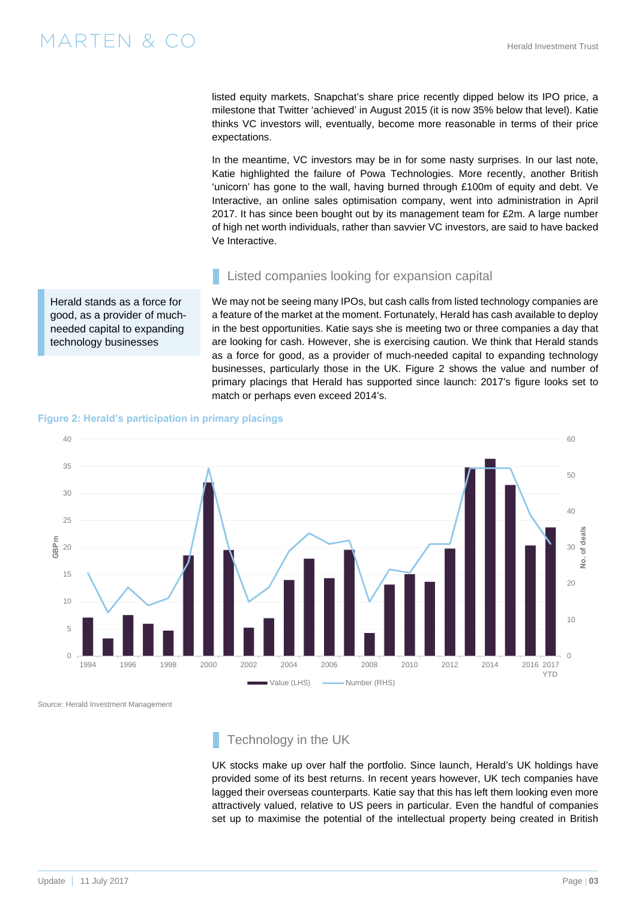listed equity markets, Snapchat's share price recently dipped below its IPO price, a milestone that Twitter 'achieved' in August 2015 (it is now 35% below that level). Katie thinks VC investors will, eventually, become more reasonable in terms of their price expectations.

In the meantime, VC investors may be in for some nasty surprises. In our last note, Katie highlighted the failure of Powa Technologies. More recently, another British 'unicorn' has gone to the wall, having burned through £100m of equity and debt. Ve Interactive, an online sales optimisation company, went into administration in April 2017. It has since been bought out by its management team for £2m. A large number of high net worth individuals, rather than savvier VC investors, are said to have backed Ve Interactive.

## Listed companies looking for expansion capital

Herald stands as a force for good, as a provider of much-needed capital to expanding technology businesses

We may not be seeing many IPOs, but cash calls from listed technology companies are a feature of the market at the moment. Fortunately, Herald has cash available to deploy in the best opportunities. Katie says she is meeting two or three companies a day that are looking for cash. However, she is exercising caution. We think that Herald stands as a force for good, as a provider of much-needed capital to expanding technology businesses, particularly those in the UK. Figure 2 shows the value and number of primary placings that Herald has supported since launch: 2017's figure looks set to match or perhaps even exceed 2014's.

**Figure 2: Herald's participation in primary placings**

GBPm
40
35
30
25
20
15
10
5
0

No. of deals
60
50
40
30
20
10
0

1994 1996 1998 2000 2002 2004 2006 2008 2010 2012 2014 2016 2017 YTD

Value (LHS) Number (RHS)

Source: Herald Investment Management

## Technology in the UK

UK stocks make up over half the portfolio. Since launch, Herald's UK holdings have provided some of its best returns. In recent years however, UK tech companies have lagged their overseas counterparts. Katie say that this has left them looking even more attractively valued, relative to US peers in particular. Even the handful of companies set up to maximise the potential of the intellectual property being created in British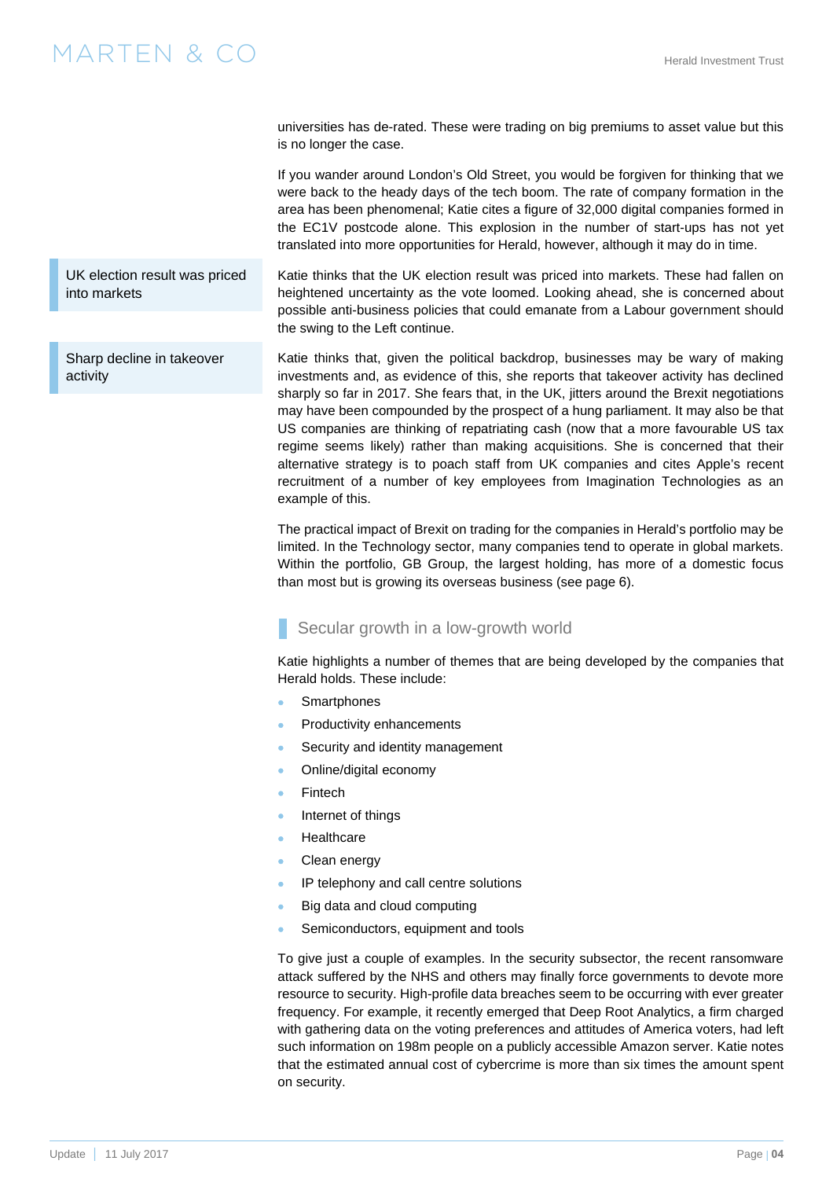universities has de-rated. These were trading on big premiums to asset value but this is no longer the case.

If you wander around London's Old Street, you would be forgiven for thinking that we were back to the heady days of the tech boom. The rate of company formation in the area has been phenomenal; Katie cites a figure of 32,000 digital companies formed in the EC1V postcode alone. This explosion in the number of start-ups has not yet translated into more opportunities for Herald, however, although it may do in time.

UK election result was priced into markets

Katie thinks that the UK election result was priced into markets. These had fallen on heightened uncertainty as the vote loomed. Looking ahead, she is concerned about possible anti-business policies that could emanate from a Labour government should the swing to the Left continue.

Sharp decline in takeover activity

Katie thinks that, given the political backdrop, businesses may be wary of making investments and, as evidence of this, she reports that takeover activity has declined sharply so far in 2017. She fears that, in the UK, jitters around the Brexit negotiations may have been compounded by the prospect of a hung parliament. It may also be that US companies are thinking of repatriating cash (now that a more favourable US tax regime seems likely) rather than making acquisitions. She is concerned that their alternative strategy is to poach staff from UK companies and cites Apple's recent recruitment of a number of key employees from Imagination Technologies as an example of this.

The practical impact of Brexit on trading for the companies in Herald's portfolio may be limited. In the Technology sector, many companies tend to operate in global markets. Within the portfolio, GB Group, the largest holding, has more of a domestic focus than most but is growing its overseas business (see page 6).

## Secular growth in a low-growth world

Katie highlights a number of themes that are being developed by the companies that Herald holds. These include:

- Smartphones
- Productivity enhancements
- Security and identity management
- Online/digital economy
- Fintech
- Internet of things
- Healthcare
- Clean energy
- IP telephony and call centre solutions
- Big data and cloud computing
- Semiconductors, equipment and tools

To give just a couple of examples. In the security subsector, the recent ransomware attack suffered by the NHS and others may finally force governments to devote more resource to security. High-profile data breaches seem to be occurring with ever greater frequency. For example, it recently emerged that Deep Root Analytics, a firm charged with gathering data on the voting preferences and attitudes of America voters, had left such information on 198m people on a publicly accessible Amazon server. Katie notes that the estimated annual cost of cybercrime is more than six times the amount spent on security.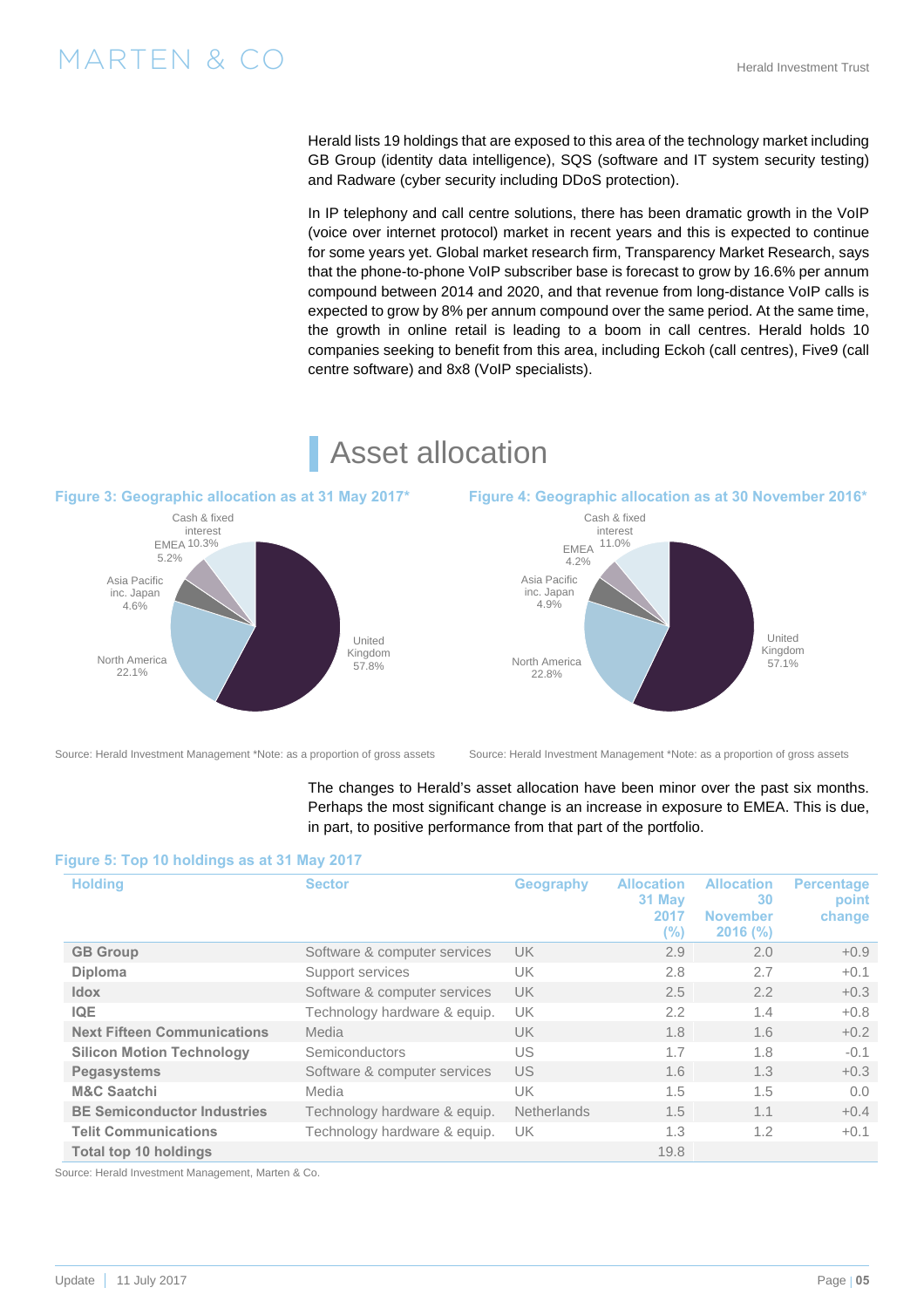Herald lists 19 holdings that are exposed to this area of the technology market including GB Group (identity data intelligence), SQS (software and IT system security testing) and Radware (cyber security including DDoS protection).

In IP telephony and call centre solutions, there has been dramatic growth in the VoIP (voice over internet protocol) market in recent years and this is expected to continue for some years yet. Global market research firm, Transparency Market Research, says that the phone-to-phone VoIP subscriber base is forecast to grow by 16.6% per annum compound between 2014 and 2020, and that revenue from long-distance VoIP calls is expected to grow by 8% per annum compound over the same period. At the same time, the growth in online retail is leading to a boom in call centres. Herald holds 10 companies seeking to benefit from this area, including Eckoh (call centres), Five9 (call centre software) and 8x8 (VoIP specialists).

## Asset allocation

**Figure 3: Geographic allocation as at 31 May 2017***

Cash & fixed interest 10.3%
EMEA 5.2%
Asia Pacific inc. Japan 4.6%
North America 22.1%
United Kingdom 57.8%

Source: Herald Investment Management *Note: as a proportion of gross assets

**Figure 4: Geographic allocation as at 30 November 2016***

Cash & fixed interest 11.0%
EMEA 4.2%
Asia Pacific inc. Japan 4.9%
North America 22.8%
United Kingdom 57.1%

Source: Herald Investment Management *Note: as a proportion of gross assets

The changes to Herald's asset allocation have been minor over the past six months. Perhaps the most significant change is an increase in exposure to EMEA. This is due, in part, to positive performance from that part of the portfolio.

**Figure 5: Top 10 holdings as at 31 May 2017**

| Holding | Sector | Geography | Allocation 31 May 2017 (%) | Allocation 30 November 2016 (%) | Percentage point change |
|---|---|---|---|---|---|
| **GB Group** | Software & computer services | UK | 2.9 | 2.0 | +0.9 |
| **Diploma** | Support services | UK | 2.8 | 2.7 | +0.1 |
| **Idox** | Software & computer services | UK | 2.5 | 2.2 | +0.3 |
| **IQE** | Technology hardware & equip. | UK | 2.2 | 1.4 | +0.8 |
| **Next Fifteen Communications** | Media | UK | 1.8 | 1.6 | +0.2 |
| **Silicon Motion Technology** | Semiconductors | US | 1.7 | 1.8 | -0.1 |
| **Pegasystems** | Software & computer services | US | 1.6 | 1.3 | +0.3 |
| **M&C Saatchi** | Media | UK | 1.5 | 1.5 | 0.0 |
| **BE Semiconductor Industries** | Technology hardware & equip. | Netherlands | 1.5 | 1.1 | +0.4 |
| **Telit Communications** | Technology hardware & equip. | UK | 1.3 | 1.2 | +0.1 |
| **Total top 10 holdings** | | | 19.8 | | |

Source: Herald Investment Management, Marten & Co.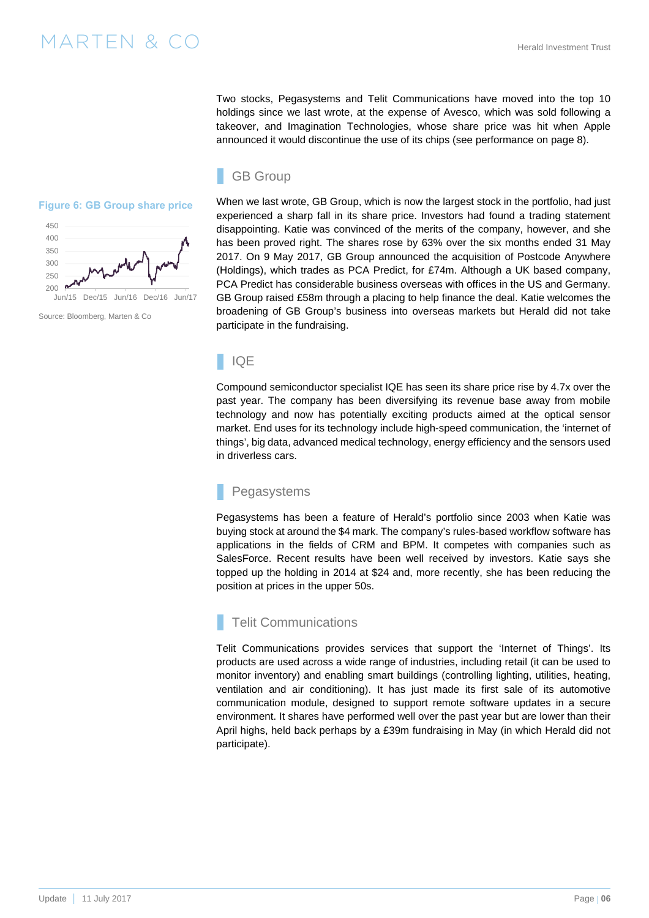Two stocks, Pegasystems and Telit Communications have moved into the top 10 holdings since we last wrote, at the expense of Avesco, which was sold following a takeover, and Imagination Technologies, whose share price was hit when Apple announced it would discontinue the use of its chips (see performance on page 8).

## GB Group

**Figure 6: GB Group share price**

Source: Bloomberg, Marten & Co

When we last wrote, GB Group, which is now the largest stock in the portfolio, had just experienced a sharp fall in its share price. Investors had found a trading statement disappointing. Katie was convinced of the merits of the company, however, and she has been proved right. The shares rose by 63% over the six months ended 31 May 2017. On 9 May 2017, GB Group announced the acquisition of Postcode Anywhere (Holdings), which trades as PCA Predict, for £74m. Although a UK based company, PCA Predict has considerable business overseas with offices in the US and Germany. GB Group raised £58m through a placing to help finance the deal. Katie welcomes the broadening of GB Group's business into overseas markets but Herald did not take participate in the fundraising.

## IQE

Compound semiconductor specialist IQE has seen its share price rise by 4.7x over the past year. The company has been diversifying its revenue base away from mobile technology and now has potentially exciting products aimed at the optical sensor market. End uses for its technology include high-speed communication, the 'internet of things', big data, advanced medical technology, energy efficiency and the sensors used in driverless cars.

## Pegasystems

Pegasystems has been a feature of Herald's portfolio since 2003 when Katie was buying stock at around the $4 mark. The company's rules-based workflow software has applications in the fields of CRM and BPM. It competes with companies such as SalesForce. Recent results have been well received by investors. Katie says she topped up the holding in 2014 at $24 and, more recently, she has been reducing the position at prices in the upper 50s.

## Telit Communications

Telit Communications provides services that support the 'Internet of Things'. Its products are used across a wide range of industries, including retail (it can be used to monitor inventory) and enabling smart buildings (controlling lighting, utilities, heating, ventilation and air conditioning). It has just made its first sale of its automotive communication module, designed to support remote software updates in a secure environment. It shares have performed well over the past year but are lower than their April highs, held back perhaps by a £39m fundraising in May (in which Herald did not participate).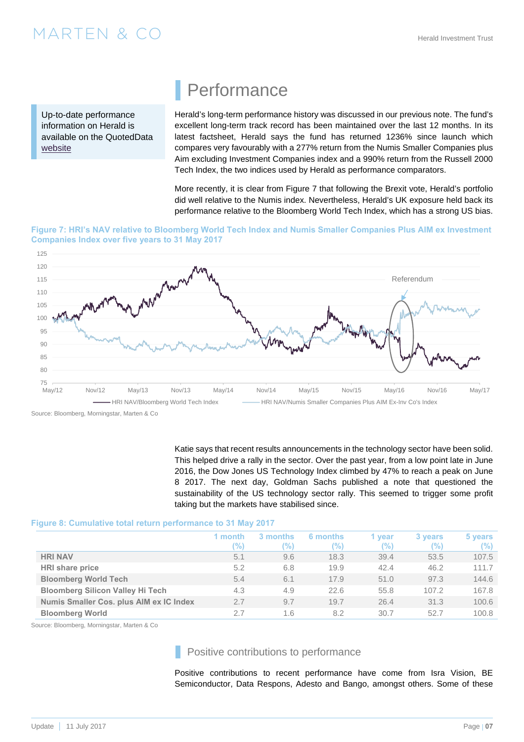# Performance

> Up-to-date performance information on Herald is available on the QuotedData website

Herald's long-term performance history was discussed in our previous note. The fund's excellent long-term track record has been maintained over the last 12 months. In its latest factsheet, Herald says the fund has returned 1236% since launch which compares very favourably with a 277% return from the Numis Smaller Companies plus Aim excluding Investment Companies index and a 990% return from the Russell 2000 Tech Index, the two indices used by Herald as performance comparators.

More recently, it is clear from Figure 7 that following the Brexit vote, Herald's portfolio did well relative to the Numis index. Nevertheless, Herald's UK exposure held back its performance relative to the Bloomberg World Tech Index, which has a strong US bias.

**Figure 7: HRI's NAV relative to Bloomberg World Tech Index and Numis Smaller Companies Plus AIM ex Investment Companies Index over five years to 31 May 2017**

Source: Bloomberg, Morningstar, Marten & Co

Katie says that recent results announcements in the technology sector have been solid. This helped drive a rally in the sector. Over the past year, from a low point late in June 2016, the Dow Jones US Technology Index climbed by 47% to reach a peak on June 8 2017. The next day, Goldman Sachs published a note that questioned the sustainability of the US technology sector rally. This seemed to trigger some profit taking but the markets have stabilised since.

**Figure 8: Cumulative total return performance to 31 May 2017**

| | 1 month (%) | 3 months (%) | 6 months (%) | 1 year (%) | 3 years (%) | 5 years (%) |
|---|---|---|---|---|---|---|
| HRI NAV | 5.1 | 9.6 | 18.3 | 39.4 | 53.5 | 107.5 |
| HRI share price | 5.2 | 6.8 | 19.9 | 42.4 | 46.2 | 111.7 |
| Bloomberg World Tech | 5.4 | 6.1 | 17.9 | 51.0 | 97.3 | 144.6 |
| Bloomberg Silicon Valley Hi Tech | 4.3 | 4.9 | 22.6 | 55.8 | 107.2 | 167.8 |
| Numis Smaller Cos. plus AIM ex IC Index | 2.7 | 9.7 | 19.7 | 26.4 | 31.3 | 100.6 |
| Bloomberg World | 2.7 | 1.6 | 8.2 | 30.7 | 52.7 | 100.8 |

Source: Bloomberg, Morningstar, Marten & Co

## Positive contributions to performance

Positive contributions to recent performance have come from Isra Vision, BE Semiconductor, Data Respons, Adesto and Bango, amongst others. Some of these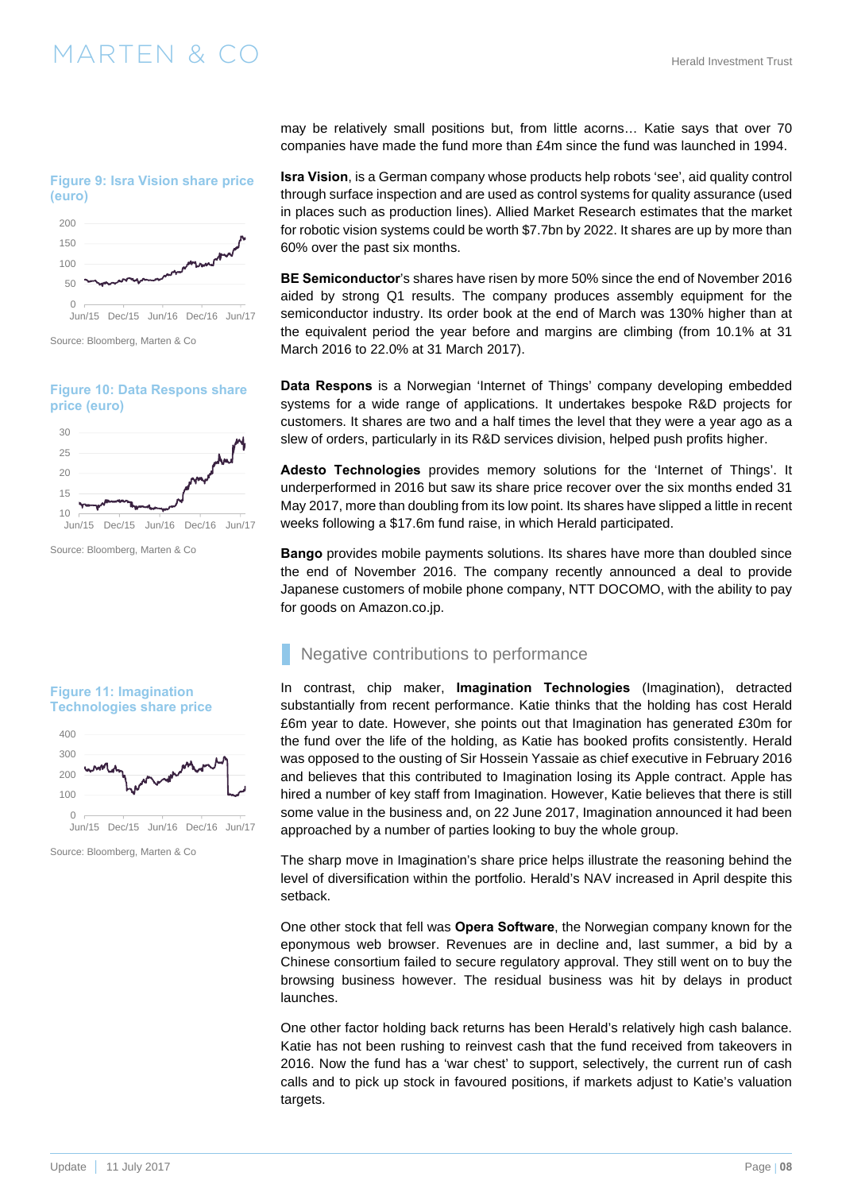may be relatively small positions but, from little acorns… Katie says that over 70 companies have made the fund more than £4m since the fund was launched in 1994.

**Figure 9: Isra Vision share price (euro)**

200
150
100
50
0
Jun/15 Dec/15 Jun/16 Dec/16 Jun/17

Source: Bloomberg, Marten & Co

**Isra Vision**, is a German company whose products help robots 'see', aid quality control through surface inspection and are used as control systems for quality assurance (used in places such as production lines). Allied Market Research estimates that the market for robotic vision systems could be worth $7.7bn by 2022. It shares are up by more than 60% over the past six months.

**BE Semiconductor**'s shares have risen by more 50% since the end of November 2016 aided by strong Q1 results. The company produces assembly equipment for the semiconductor industry. Its order book at the end of March was 130% higher than at the equivalent period the year before and margins are climbing (from 10.1% at 31 March 2016 to 22.0% at 31 March 2017).

**Figure 10: Data Respons share price (euro)**

30
25
20
15
10
Jun/15 Dec/15 Jun/16 Dec/16 Jun/17

Source: Bloomberg, Marten & Co

**Data Respons** is a Norwegian 'Internet of Things' company developing embedded systems for a wide range of applications. It undertakes bespoke R&D projects for customers. It shares are two and a half times the level that they were a year ago as a slew of orders, particularly in its R&D services division, helped push profits higher.

**Adesto Technologies** provides memory solutions for the 'Internet of Things'. It underperformed in 2016 but saw its share price recover over the six months ended 31 May 2017, more than doubling from its low point. Its shares have slipped a little in recent weeks following a $17.6m fund raise, in which Herald participated.

**Bango** provides mobile payments solutions. Its shares have more than doubled since the end of November 2016. The company recently announced a deal to provide Japanese customers of mobile phone company, NTT DOCOMO, with the ability to pay for goods on Amazon.co.jp.

## Negative contributions to performance

**Figure 11: Imagination Technologies share price**

400
300
200
100
0
Jun/15 Dec/15 Jun/16 Dec/16 Jun/17

Source: Bloomberg, Marten & Co

In contrast, chip maker, **Imagination Technologies** (Imagination), detracted substantially from recent performance. Katie thinks that the holding has cost Herald £6m year to date. However, she points out that Imagination has generated £30m for the fund over the life of the holding, as Katie has booked profits consistently. Herald was opposed to the ousting of Sir Hossein Yassaie as chief executive in February 2016 and believes that this contributed to Imagination losing its Apple contract. Apple has hired a number of key staff from Imagination. However, Katie believes that there is still some value in the business and, on 22 June 2017, Imagination announced it had been approached by a number of parties looking to buy the whole group.

The sharp move in Imagination's share price helps illustrate the reasoning behind the level of diversification within the portfolio. Herald's NAV increased in April despite this setback.

One other stock that fell was **Opera Software**, the Norwegian company known for the eponymous web browser. Revenues are in decline and, last summer, a bid by a Chinese consortium failed to secure regulatory approval. They still went on to buy the browsing business however. The residual business was hit by delays in product launches.

One other factor holding back returns has been Herald's relatively high cash balance. Katie has not been rushing to reinvest cash that the fund received from takeovers in 2016. Now the fund has a 'war chest' to support, selectively, the current run of cash calls and to pick up stock in favoured positions, if markets adjust to Katie's valuation targets.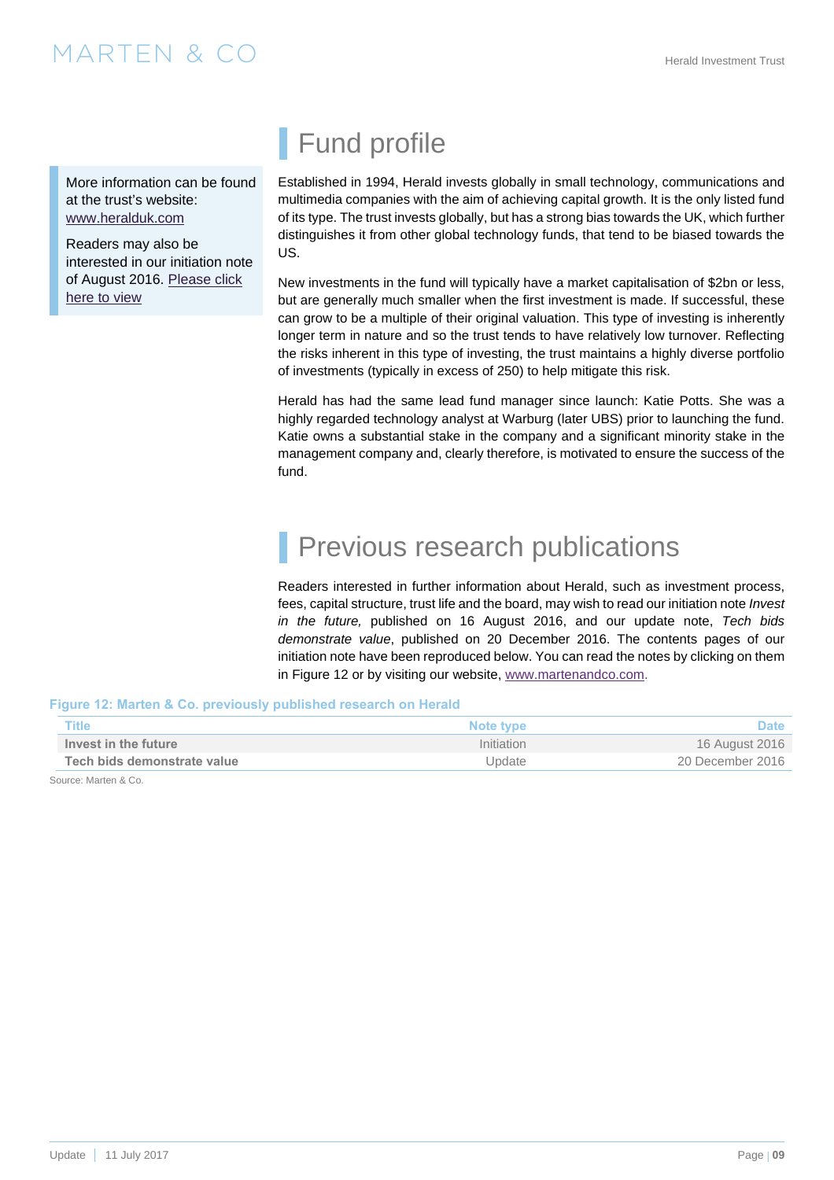More information can be found at the trust's website: www.heralduk.com

Readers may also be interested in our initiation note of August 2016. Please click here to view

# Fund profile

Established in 1994, Herald invests globally in small technology, communications and multimedia companies with the aim of achieving capital growth. It is the only listed fund of its type. The trust invests globally, but has a strong bias towards the UK, which further distinguishes it from other global technology funds, that tend to be biased towards the US.

New investments in the fund will typically have a market capitalisation of $2bn or less, but are generally much smaller when the first investment is made. If successful, these can grow to be a multiple of their original valuation. This type of investing is inherently longer term in nature and so the trust tends to have relatively low turnover. Reflecting the risks inherent in this type of investing, the trust maintains a highly diverse portfolio of investments (typically in excess of 250) to help mitigate this risk.

Herald has had the same lead fund manager since launch: Katie Potts. She was a highly regarded technology analyst at Warburg (later UBS) prior to launching the fund. Katie owns a substantial stake in the company and a significant minority stake in the management company and, clearly therefore, is motivated to ensure the success of the fund.

# Previous research publications

Readers interested in further information about Herald, such as investment process, fees, capital structure, trust life and the board, may wish to read our initiation note *Invest in the future,* published on 16 August 2016, and our update note, *Tech bids demonstrate value*, published on 20 December 2016. The contents pages of our initiation note have been reproduced below. You can read the notes by clicking on them in Figure 12 or by visiting our website, www.martenandco.com.

**Figure 12: Marten & Co. previously published research on Herald**

| Title | Note type | Date |
|---|---|---|
| **Invest in the future** | Initiation | 16 August 2016 |
| **Tech bids demonstrate value** | Update | 20 December 2016 |

Source: Marten & Co.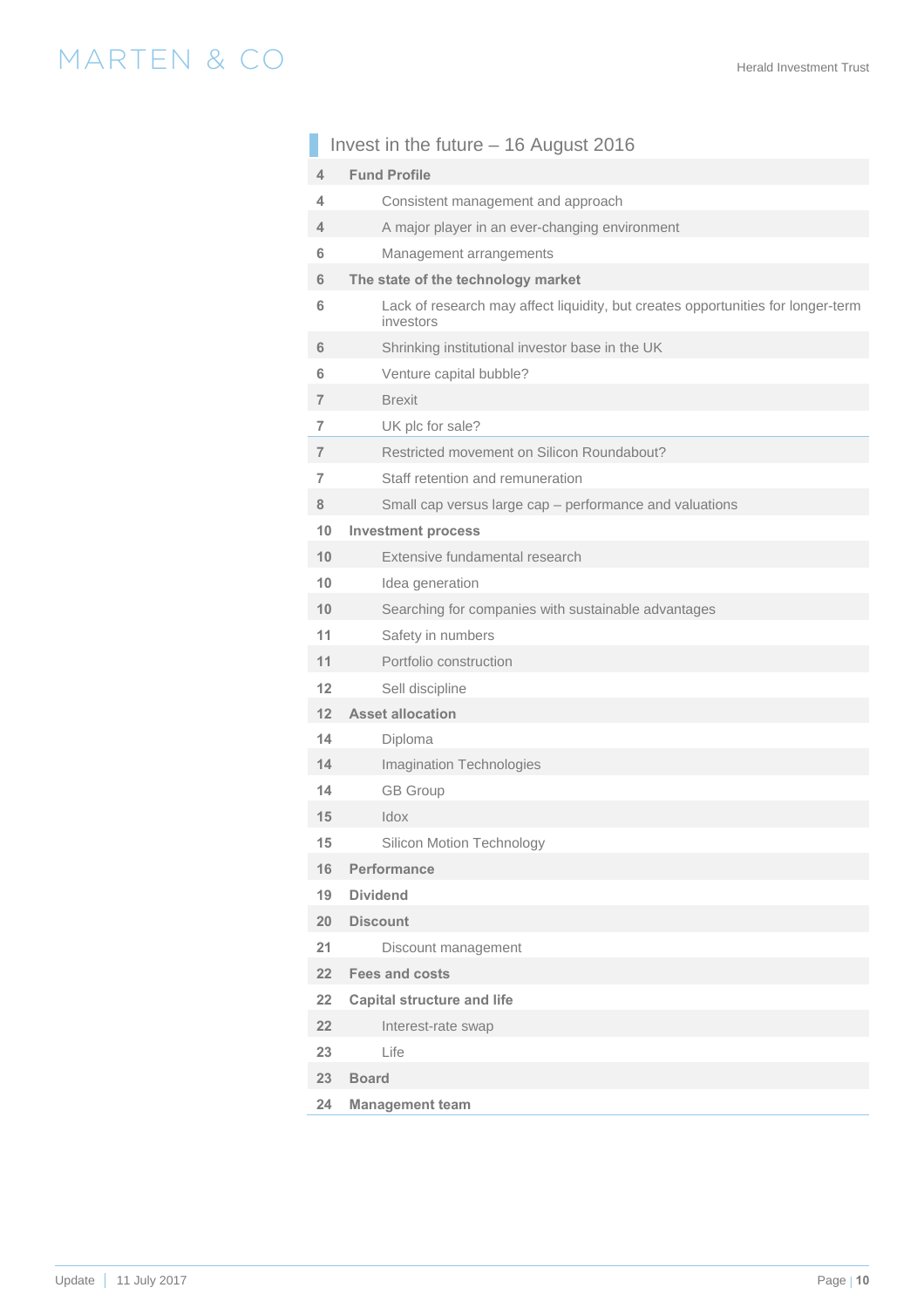## Invest in the future – 16 August 2016

| | |
|---|---|
| 4 | **Fund Profile** |
| 4 | Consistent management and approach |
| 4 | A major player in an ever-changing environment |
| 6 | Management arrangements |
| 6 | **The state of the technology market** |
| 6 | Lack of research may affect liquidity, but creates opportunities for longer-term investors |
| 6 | Shrinking institutional investor base in the UK |
| 6 | Venture capital bubble? |
| 7 | Brexit |
| 7 | UK plc for sale? |
| 7 | Restricted movement on Silicon Roundabout? |
| 7 | Staff retention and remuneration |
| 8 | Small cap versus large cap – performance and valuations |
| 10 | **Investment process** |
| 10 | Extensive fundamental research |
| 10 | Idea generation |
| 10 | Searching for companies with sustainable advantages |
| 11 | Safety in numbers |
| 11 | Portfolio construction |
| 12 | Sell discipline |
| 12 | **Asset allocation** |
| 14 | Diploma |
| 14 | Imagination Technologies |
| 14 | GB Group |
| 15 | Idox |
| 15 | Silicon Motion Technology |
| 16 | **Performance** |
| 19 | **Dividend** |
| 20 | **Discount** |
| 21 | Discount management |
| 22 | **Fees and costs** |
| 22 | **Capital structure and life** |
| 22 | Interest-rate swap |
| 23 | Life |
| 23 | **Board** |
| 24 | **Management team** |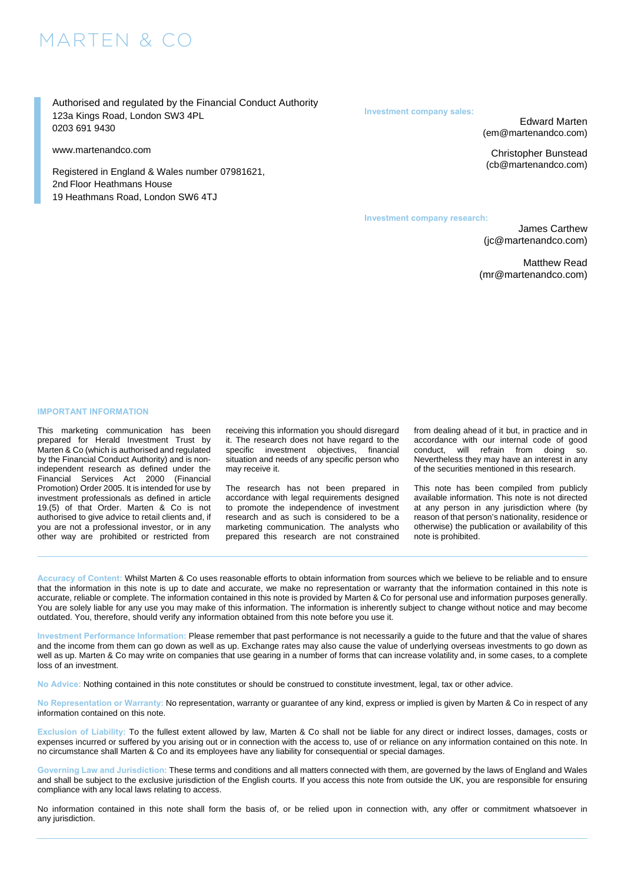# MARTEN & CO

Authorised and regulated by the Financial Conduct Authority
123a Kings Road, London SW3 4PL
0203 691 9430

www.martenandco.com

Registered in England & Wales number 07981621,
2nd Floor Heathmans House
19 Heathmans Road, London SW6 4TJ

**Investment company sales:**

Edward Marten
(em@martenandco.com)

Christopher Bunstead
(cb@martenandco.com)

**Investment company research:**

James Carthew
(jc@martenandco.com)

Matthew Read
(mr@martenandco.com)

## IMPORTANT INFORMATION

This marketing communication has been prepared for Herald Investment Trust by Marten & Co (which is authorised and regulated by the Financial Conduct Authority) and is non-independent research as defined under the Financial Services Act 2000 (Financial Promotion) Order 2005. It is intended for use by investment professionals as defined in article 19.(5) of that Order. Marten & Co is not authorised to give advice to retail clients and, if you are not a professional investor, or in any other way are prohibited or restricted from receiving this information you should disregard it. The research does not have regard to the specific investment objectives, financial situation and needs of any specific person who may receive it.

The research has not been prepared in accordance with legal requirements designed to promote the independence of investment research and as such is considered to be a marketing communication. The analysts who prepared this research are not constrained from dealing ahead of it but, in practice and in accordance with our internal code of good conduct, will refrain from doing so. Nevertheless they may have an interest in any of the securities mentioned in this research.

This note has been compiled from publicly available information. This note is not directed at any person in any jurisdiction where (by reason of that person's nationality, residence or otherwise) the publication or availability of this note is prohibited.

**Accuracy of Content:** Whilst Marten & Co uses reasonable efforts to obtain information from sources which we believe to be reliable and to ensure that the information in this note is up to date and accurate, we make no representation or warranty that the information contained in this note is accurate, reliable or complete. The information contained in this note is provided by Marten & Co for personal use and information purposes generally. You are solely liable for any use you may make of this information. The information is inherently subject to change without notice and may become outdated. You, therefore, should verify any information obtained from this note before you use it.

**Investment Performance Information:** Please remember that past performance is not necessarily a guide to the future and that the value of shares and the income from them can go down as well as up. Exchange rates may also cause the value of underlying overseas investments to go down as well as up. Marten & Co may write on companies that use gearing in a number of forms that can increase volatility and, in some cases, to a complete loss of an investment.

**No Advice:** Nothing contained in this note constitutes or should be construed to constitute investment, legal, tax or other advice.

**No Representation or Warranty:** No representation, warranty or guarantee of any kind, express or implied is given by Marten & Co in respect of any information contained on this note.

**Exclusion of Liability:** To the fullest extent allowed by law, Marten & Co shall not be liable for any direct or indirect losses, damages, costs or expenses incurred or suffered by you arising out or in connection with the access to, use of or reliance on any information contained on this note. In no circumstance shall Marten & Co and its employees have any liability for consequential or special damages.

**Governing Law and Jurisdiction:** These terms and conditions and all matters connected with them, are governed by the laws of England and Wales and shall be subject to the exclusive jurisdiction of the English courts. If you access this note from outside the UK, you are responsible for ensuring compliance with any local laws relating to access.

No information contained in this note shall form the basis of, or be relied upon in connection with, any offer or commitment whatsoever in any jurisdiction.